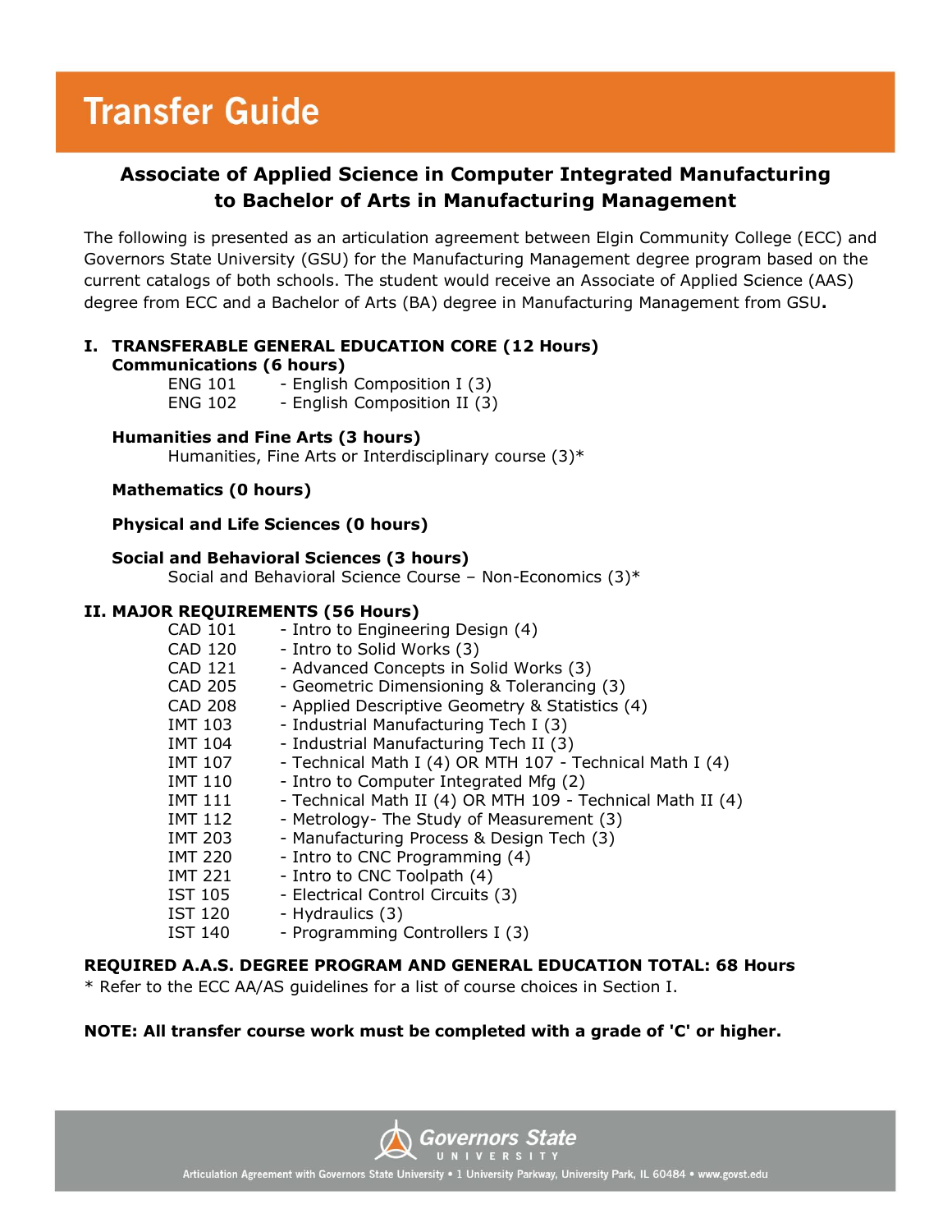# Transfer Guide

## Associate of Applied Science in Computer Integrated Manufacturing to Bachelor of Arts in Manufacturing Management

The following is presented as an articulation agreement between Elgin Community College (ECC) and Governors State University (GSU) for the Manufacturing Management degree program based on the current catalogs of both schools. The student would receive an Associate of Applied Science (AAS) degree from ECC and a Bachelor of Arts (BA) degree in Manufacturing Management from GSU**.**

### I. TRANSFERABLE GENERAL EDUCATION CORE (12 Hours)

**Communications (6 hours)**

- ENG 101 - English Composition I (3)
- ENG 102 - English Composition II (3)

**Humanities and Fine Arts (3 hours)**

Humanities, Fine Arts or Interdisciplinary course (3)*

**Mathematics (0 hours)**

**Physical and Life Sciences (0 hours)**

**Social and Behavioral Sciences (3 hours)**

Social and Behavioral Science Course – Non-Economics (3)*

### II. MAJOR REQUIREMENTS (56 Hours)

- CAD 101 - Intro to Engineering Design (4)
- CAD 120 - Intro to Solid Works (3)
- CAD 121 - Advanced Concepts in Solid Works (3)
- CAD 205 - Geometric Dimensioning & Tolerancing (3)
- CAD 208 - Applied Descriptive Geometry & Statistics (4)
- IMT 103 - Industrial Manufacturing Tech I (3)
- IMT 104 - Industrial Manufacturing Tech II (3)
- IMT 107 - Technical Math I (4) OR MTH 107 - Technical Math I (4)
- IMT 110 - Intro to Computer Integrated Mfg (2)
- IMT 111 - Technical Math II (4) OR MTH 109 - Technical Math II (4)
- IMT 112 - Metrology- The Study of Measurement (3)
- IMT 203 - Manufacturing Process & Design Tech (3)
- IMT 220 - Intro to CNC Programming (4)
- IMT 221 - Intro to CNC Toolpath (4)
- IST 105 - Electrical Control Circuits (3)
- IST 120 - Hydraulics (3)
- IST 140 - Programming Controllers I (3)

**REQUIRED A.A.S. DEGREE PROGRAM AND GENERAL EDUCATION TOTAL: 68 Hours**

* Refer to the ECC AA/AS guidelines for a list of course choices in Section I.

**NOTE: All transfer course work must be completed with a grade of 'C' or higher.**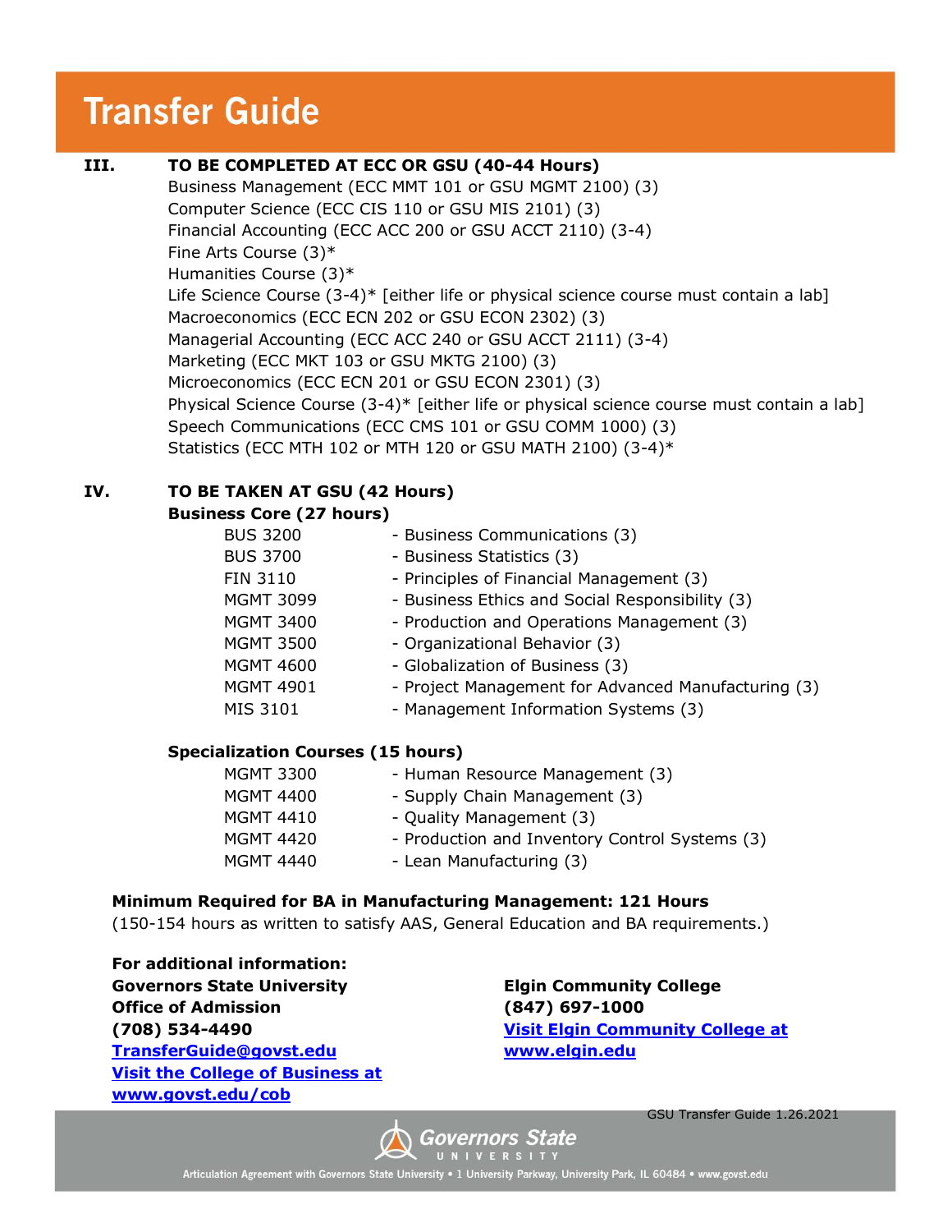# Transfer Guide

**III. TO BE COMPLETED AT ECC OR GSU (40-44 Hours)**

Business Management (ECC MMT 101 or GSU MGMT 2100) (3)
Computer Science (ECC CIS 110 or GSU MIS 2101) (3)
Financial Accounting (ECC ACC 200 or GSU ACCT 2110) (3-4)
Fine Arts Course (3)*
Humanities Course (3)*
Life Science Course (3-4)* [either life or physical science course must contain a lab]
Macroeconomics (ECC ECN 202 or GSU ECON 2302) (3)
Managerial Accounting (ECC ACC 240 or GSU ACCT 2111) (3-4)
Marketing (ECC MKT 103 or GSU MKTG 2100) (3)
Microeconomics (ECC ECN 201 or GSU ECON 2301) (3)
Physical Science Course (3-4)* [either life or physical science course must contain a lab]
Speech Communications (ECC CMS 101 or GSU COMM 1000) (3)
Statistics (ECC MTH 102 or MTH 120 or GSU MATH 2100) (3-4)*

**IV. TO BE TAKEN AT GSU (42 Hours)**

**Business Core (27 hours)**

| | |
|---|---|
| BUS 3200 | - Business Communications (3) |
| BUS 3700 | - Business Statistics (3) |
| FIN 3110 | - Principles of Financial Management (3) |
| MGMT 3099 | - Business Ethics and Social Responsibility (3) |
| MGMT 3400 | - Production and Operations Management (3) |
| MGMT 3500 | - Organizational Behavior (3) |
| MGMT 4600 | - Globalization of Business (3) |
| MGMT 4901 | - Project Management for Advanced Manufacturing (3) |
| MIS 3101 | - Management Information Systems (3) |

**Specialization Courses (15 hours)**

| | |
|---|---|
| MGMT 3300 | - Human Resource Management (3) |
| MGMT 4400 | - Supply Chain Management (3) |
| MGMT 4410 | - Quality Management (3) |
| MGMT 4420 | - Production and Inventory Control Systems (3) |
| MGMT 4440 | - Lean Manufacturing (3) |

**Minimum Required for BA in Manufacturing Management: 121 Hours**
(150-154 hours as written to satisfy AAS, General Education and BA requirements.)

**For additional information:**

**Governors State University**
**Office of Admission**
**(708) 534-4490**
**TransferGuide@govst.edu**
**Visit the College of Business at www.govst.edu/cob**

**Elgin Community College**
**(847) 697-1000**
**Visit Elgin Community College at www.elgin.edu**

GSU Transfer Guide 1.26.2021

Governors State University

Articulation Agreement with Governors State University • 1 University Parkway, University Park, IL 60484 • www.govst.edu